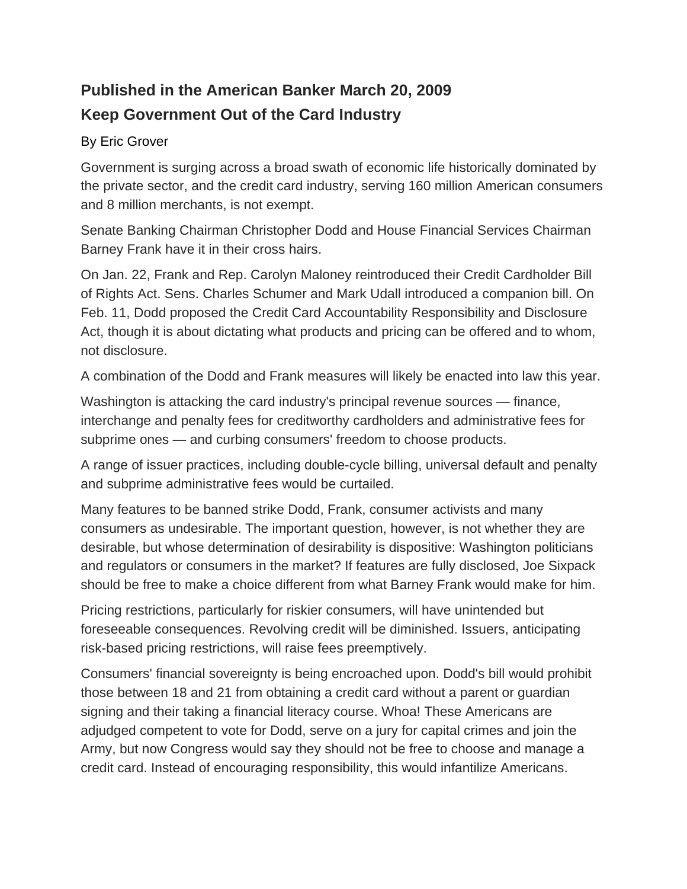**Published in the American Banker March 20, 2009**

## Keep Government Out of the Card Industry

By Eric Grover

Government is surging across a broad swath of economic life historically dominated by the private sector, and the credit card industry, serving 160 million American consumers and 8 million merchants, is not exempt.

Senate Banking Chairman Christopher Dodd and House Financial Services Chairman Barney Frank have it in their cross hairs.

On Jan. 22, Frank and Rep. Carolyn Maloney reintroduced their Credit Cardholder Bill of Rights Act. Sens. Charles Schumer and Mark Udall introduced a companion bill. On Feb. 11, Dodd proposed the Credit Card Accountability Responsibility and Disclosure Act, though it is about dictating what products and pricing can be offered and to whom, not disclosure.

A combination of the Dodd and Frank measures will likely be enacted into law this year.

Washington is attacking the card industry's principal revenue sources — finance, interchange and penalty fees for creditworthy cardholders and administrative fees for subprime ones — and curbing consumers' freedom to choose products.

A range of issuer practices, including double-cycle billing, universal default and penalty and subprime administrative fees would be curtailed.

Many features to be banned strike Dodd, Frank, consumer activists and many consumers as undesirable. The important question, however, is not whether they are desirable, but whose determination of desirability is dispositive: Washington politicians and regulators or consumers in the market? If features are fully disclosed, Joe Sixpack should be free to make a choice different from what Barney Frank would make for him.

Pricing restrictions, particularly for riskier consumers, will have unintended but foreseeable consequences. Revolving credit will be diminished. Issuers, anticipating risk-based pricing restrictions, will raise fees preemptively.

Consumers' financial sovereignty is being encroached upon. Dodd's bill would prohibit those between 18 and 21 from obtaining a credit card without a parent or guardian signing and their taking a financial literacy course. Whoa! These Americans are adjudged competent to vote for Dodd, serve on a jury for capital crimes and join the Army, but now Congress would say they should not be free to choose and manage a credit card. Instead of encouraging responsibility, this would infantilize Americans.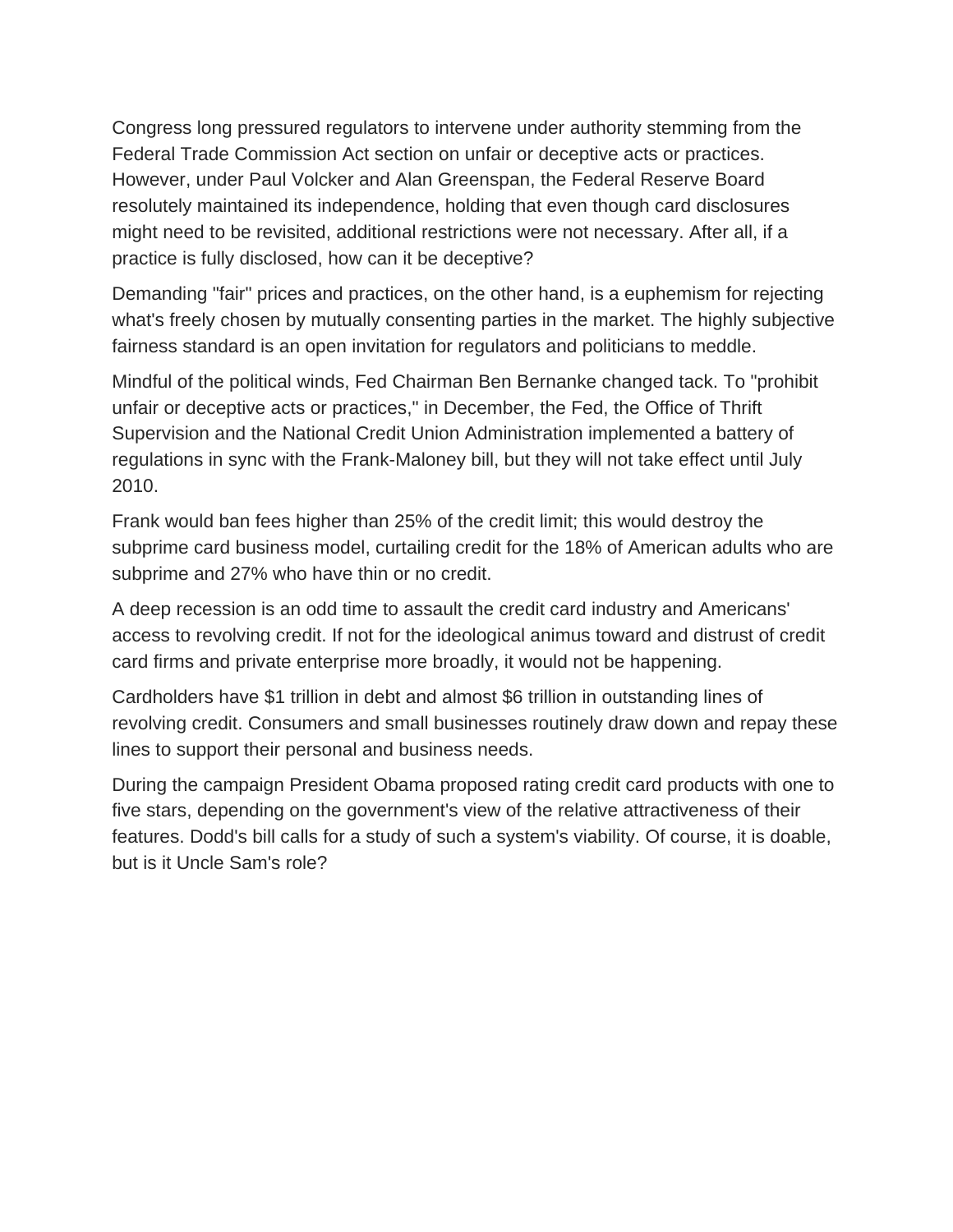Congress long pressured regulators to intervene under authority stemming from the Federal Trade Commission Act section on unfair or deceptive acts or practices. However, under Paul Volcker and Alan Greenspan, the Federal Reserve Board resolutely maintained its independence, holding that even though card disclosures might need to be revisited, additional restrictions were not necessary. After all, if a practice is fully disclosed, how can it be deceptive?

Demanding "fair" prices and practices, on the other hand, is a euphemism for rejecting what's freely chosen by mutually consenting parties in the market. The highly subjective fairness standard is an open invitation for regulators and politicians to meddle.

Mindful of the political winds, Fed Chairman Ben Bernanke changed tack. To "prohibit unfair or deceptive acts or practices," in December, the Fed, the Office of Thrift Supervision and the National Credit Union Administration implemented a battery of regulations in sync with the Frank-Maloney bill, but they will not take effect until July 2010.

Frank would ban fees higher than 25% of the credit limit; this would destroy the subprime card business model, curtailing credit for the 18% of American adults who are subprime and 27% who have thin or no credit.

A deep recession is an odd time to assault the credit card industry and Americans' access to revolving credit. If not for the ideological animus toward and distrust of credit card firms and private enterprise more broadly, it would not be happening.

Cardholders have $1 trillion in debt and almost $6 trillion in outstanding lines of revolving credit. Consumers and small businesses routinely draw down and repay these lines to support their personal and business needs.

During the campaign President Obama proposed rating credit card products with one to five stars, depending on the government's view of the relative attractiveness of their features. Dodd's bill calls for a study of such a system's viability. Of course, it is doable, but is it Uncle Sam's role?